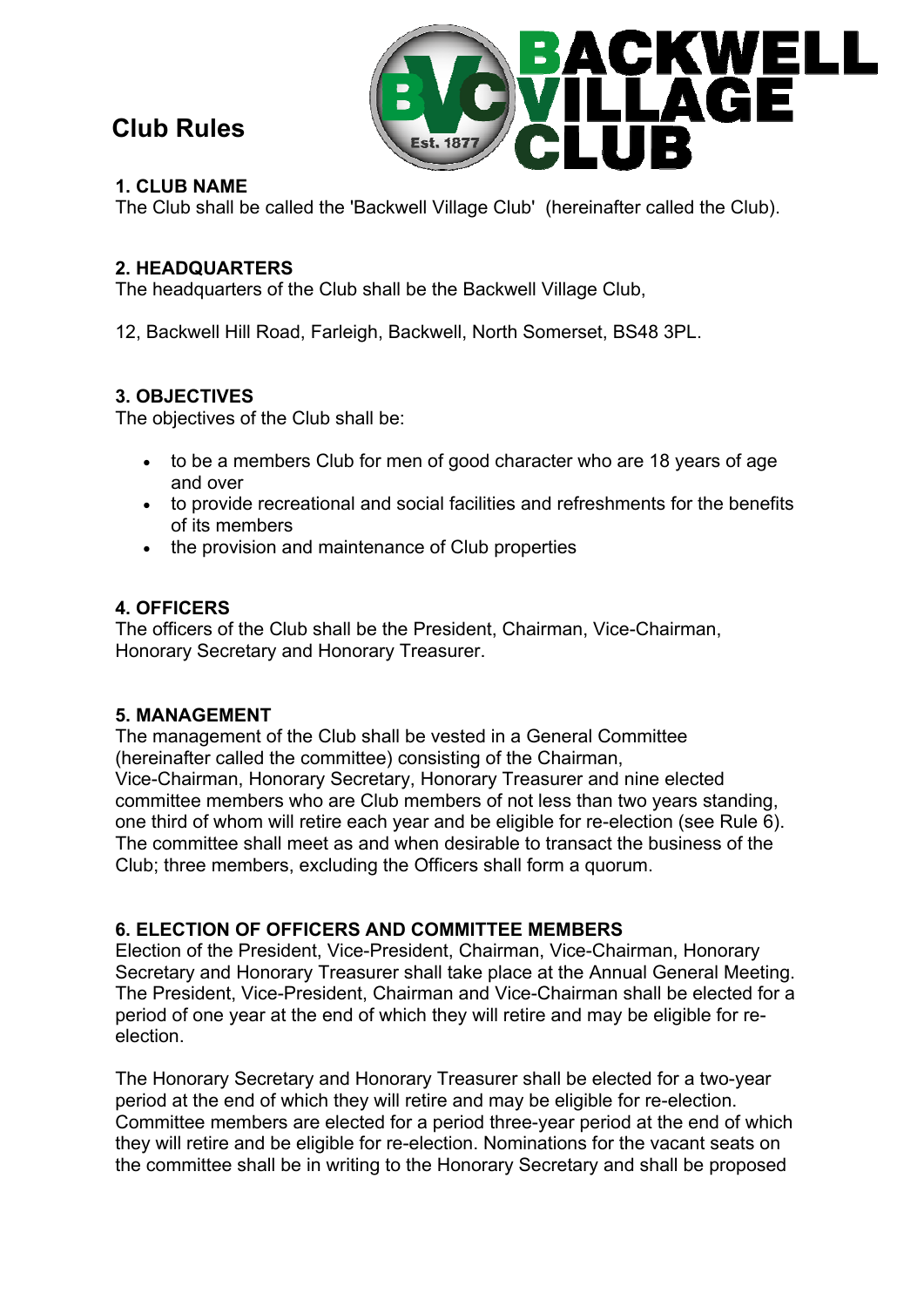# Club Rules

BACKWELL VILLAGE CLUB

### 1. CLUB NAME

The Club shall be called the 'Backwell Village Club' (hereinafter called the Club).

### 2. HEADQUARTERS

The headquarters of the Club shall be the Backwell Village Club,

12, Backwell Hill Road, Farleigh, Backwell, North Somerset, BS48 3PL.

### 3. OBJECTIVES

The objectives of the Club shall be:

- to be a members Club for men of good character who are 18 years of age and over
- to provide recreational and social facilities and refreshments for the benefits of its members
- the provision and maintenance of Club properties

### 4. OFFICERS

The officers of the Club shall be the President, Chairman, Vice-Chairman, Honorary Secretary and Honorary Treasurer.

### 5. MANAGEMENT

The management of the Club shall be vested in a General Committee (hereinafter called the committee) consisting of the Chairman, Vice-Chairman, Honorary Secretary, Honorary Treasurer and nine elected committee members who are Club members of not less than two years standing, one third of whom will retire each year and be eligible for re-election (see Rule 6). The committee shall meet as and when desirable to transact the business of the Club; three members, excluding the Officers shall form a quorum.

### 6. ELECTION OF OFFICERS AND COMMITTEE MEMBERS

Election of the President, Vice-President, Chairman, Vice-Chairman, Honorary Secretary and Honorary Treasurer shall take place at the Annual General Meeting. The President, Vice-President, Chairman and Vice-Chairman shall be elected for a period of one year at the end of which they will retire and may be eligible for re-election.

The Honorary Secretary and Honorary Treasurer shall be elected for a two-year period at the end of which they will retire and may be eligible for re-election. Committee members are elected for a period three-year period at the end of which they will retire and be eligible for re-election. Nominations for the vacant seats on the committee shall be in writing to the Honorary Secretary and shall be proposed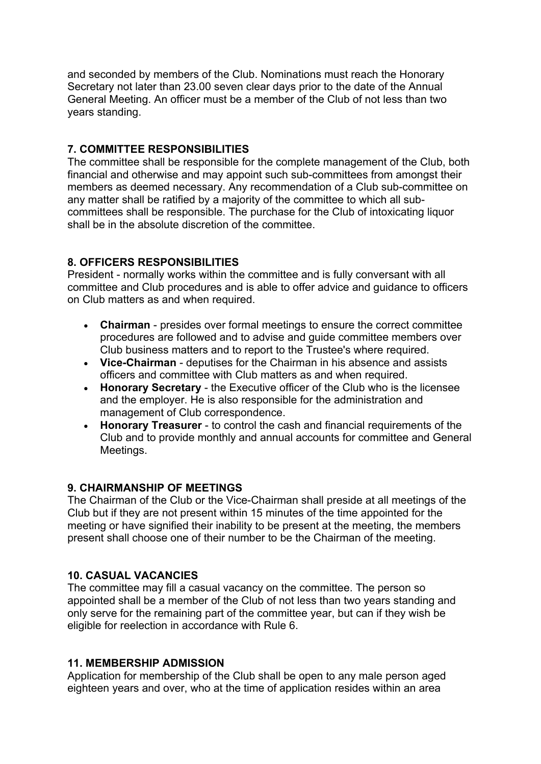and seconded by members of the Club. Nominations must reach the Honorary Secretary not later than 23.00 seven clear days prior to the date of the Annual General Meeting. An officer must be a member of the Club of not less than two years standing.

## 7. COMMITTEE RESPONSIBILITIES

The committee shall be responsible for the complete management of the Club, both financial and otherwise and may appoint such sub-committees from amongst their members as deemed necessary. Any recommendation of a Club sub-committee on any matter shall be ratified by a majority of the committee to which all sub-committees shall be responsible. The purchase for the Club of intoxicating liquor shall be in the absolute discretion of the committee.

## 8. OFFICERS RESPONSIBILITIES

President - normally works within the committee and is fully conversant with all committee and Club procedures and is able to offer advice and guidance to officers on Club matters as and when required.

- **Chairman** - presides over formal meetings to ensure the correct committee procedures are followed and to advise and guide committee members over Club business matters and to report to the Trustee's where required.
- **Vice-Chairman** - deputises for the Chairman in his absence and assists officers and committee with Club matters as and when required.
- **Honorary Secretary** - the Executive officer of the Club who is the licensee and the employer. He is also responsible for the administration and management of Club correspondence.
- **Honorary Treasurer** - to control the cash and financial requirements of the Club and to provide monthly and annual accounts for committee and General Meetings.

## 9. CHAIRMANSHIP OF MEETINGS

The Chairman of the Club or the Vice-Chairman shall preside at all meetings of the Club but if they are not present within 15 minutes of the time appointed for the meeting or have signified their inability to be present at the meeting, the members present shall choose one of their number to be the Chairman of the meeting.

## 10. CASUAL VACANCIES

The committee may fill a casual vacancy on the committee. The person so appointed shall be a member of the Club of not less than two years standing and only serve for the remaining part of the committee year, but can if they wish be eligible for reelection in accordance with Rule 6.

## 11. MEMBERSHIP ADMISSION

Application for membership of the Club shall be open to any male person aged eighteen years and over, who at the time of application resides within an area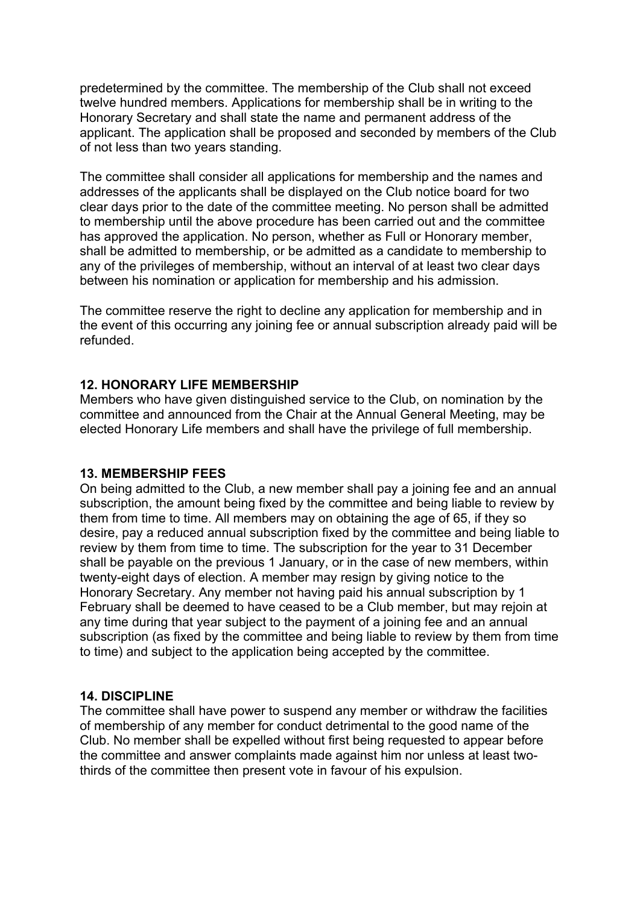predetermined by the committee. The membership of the Club shall not exceed twelve hundred members. Applications for membership shall be in writing to the Honorary Secretary and shall state the name and permanent address of the applicant. The application shall be proposed and seconded by members of the Club of not less than two years standing.

The committee shall consider all applications for membership and the names and addresses of the applicants shall be displayed on the Club notice board for two clear days prior to the date of the committee meeting. No person shall be admitted to membership until the above procedure has been carried out and the committee has approved the application. No person, whether as Full or Honorary member, shall be admitted to membership, or be admitted as a candidate to membership to any of the privileges of membership, without an interval of at least two clear days between his nomination or application for membership and his admission.

The committee reserve the right to decline any application for membership and in the event of this occurring any joining fee or annual subscription already paid will be refunded.

**12. HONORARY LIFE MEMBERSHIP**

Members who have given distinguished service to the Club, on nomination by the committee and announced from the Chair at the Annual General Meeting, may be elected Honorary Life members and shall have the privilege of full membership.

**13. MEMBERSHIP FEES**

On being admitted to the Club, a new member shall pay a joining fee and an annual subscription, the amount being fixed by the committee and being liable to review by them from time to time. All members may on obtaining the age of 65, if they so desire, pay a reduced annual subscription fixed by the committee and being liable to review by them from time to time. The subscription for the year to 31 December shall be payable on the previous 1 January, or in the case of new members, within twenty-eight days of election. A member may resign by giving notice to the Honorary Secretary. Any member not having paid his annual subscription by 1 February shall be deemed to have ceased to be a Club member, but may rejoin at any time during that year subject to the payment of a joining fee and an annual subscription (as fixed by the committee and being liable to review by them from time to time) and subject to the application being accepted by the committee.

**14. DISCIPLINE**

The committee shall have power to suspend any member or withdraw the facilities of membership of any member for conduct detrimental to the good name of the Club. No member shall be expelled without first being requested to appear before the committee and answer complaints made against him nor unless at least two-thirds of the committee then present vote in favour of his expulsion.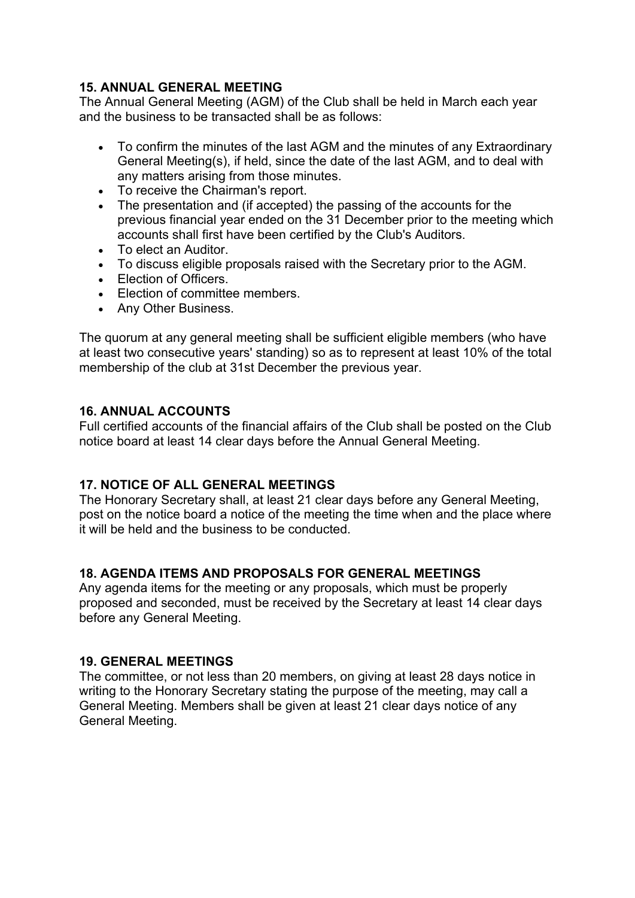**15. ANNUAL GENERAL MEETING**

The Annual General Meeting (AGM) of the Club shall be held in March each year and the business to be transacted shall be as follows:

- To confirm the minutes of the last AGM and the minutes of any Extraordinary General Meeting(s), if held, since the date of the last AGM, and to deal with any matters arising from those minutes.
- To receive the Chairman's report.
- The presentation and (if accepted) the passing of the accounts for the previous financial year ended on the 31 December prior to the meeting which accounts shall first have been certified by the Club's Auditors.
- To elect an Auditor.
- To discuss eligible proposals raised with the Secretary prior to the AGM.
- Election of Officers.
- Election of committee members.
- Any Other Business.

The quorum at any general meeting shall be sufficient eligible members (who have at least two consecutive years' standing) so as to represent at least 10% of the total membership of the club at 31st December the previous year.

**16. ANNUAL ACCOUNTS**

Full certified accounts of the financial affairs of the Club shall be posted on the Club notice board at least 14 clear days before the Annual General Meeting.

**17. NOTICE OF ALL GENERAL MEETINGS**

The Honorary Secretary shall, at least 21 clear days before any General Meeting, post on the notice board a notice of the meeting the time when and the place where it will be held and the business to be conducted.

**18. AGENDA ITEMS AND PROPOSALS FOR GENERAL MEETINGS**

Any agenda items for the meeting or any proposals, which must be properly proposed and seconded, must be received by the Secretary at least 14 clear days before any General Meeting.

**19. GENERAL MEETINGS**

The committee, or not less than 20 members, on giving at least 28 days notice in writing to the Honorary Secretary stating the purpose of the meeting, may call a General Meeting. Members shall be given at least 21 clear days notice of any General Meeting.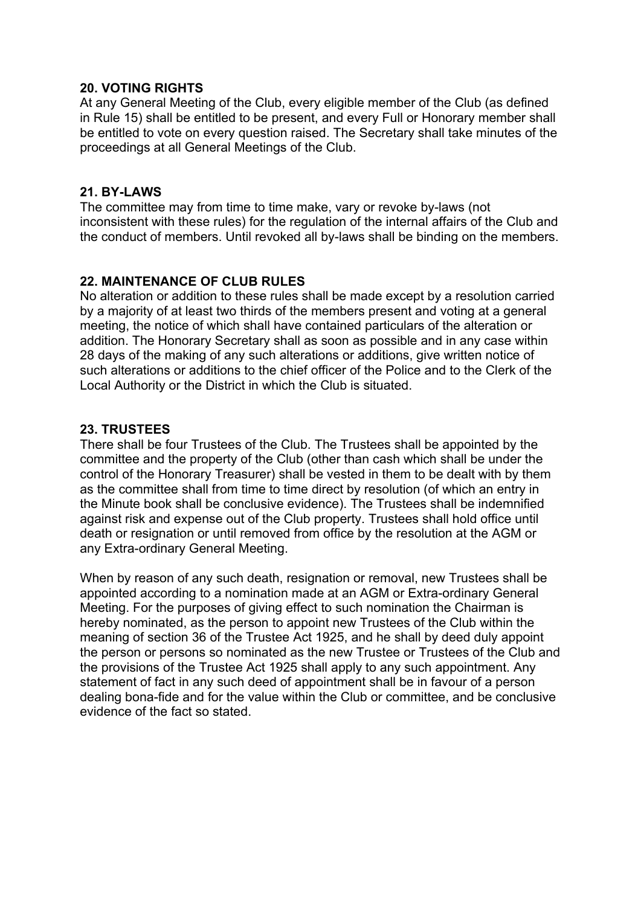**20. VOTING RIGHTS**

At any General Meeting of the Club, every eligible member of the Club (as defined in Rule 15) shall be entitled to be present, and every Full or Honorary member shall be entitled to vote on every question raised. The Secretary shall take minutes of the proceedings at all General Meetings of the Club.

**21. BY-LAWS**

The committee may from time to time make, vary or revoke by-laws (not inconsistent with these rules) for the regulation of the internal affairs of the Club and the conduct of members. Until revoked all by-laws shall be binding on the members.

**22. MAINTENANCE OF CLUB RULES**

No alteration or addition to these rules shall be made except by a resolution carried by a majority of at least two thirds of the members present and voting at a general meeting, the notice of which shall have contained particulars of the alteration or addition. The Honorary Secretary shall as soon as possible and in any case within 28 days of the making of any such alterations or additions, give written notice of such alterations or additions to the chief officer of the Police and to the Clerk of the Local Authority or the District in which the Club is situated.

**23. TRUSTEES**

There shall be four Trustees of the Club. The Trustees shall be appointed by the committee and the property of the Club (other than cash which shall be under the control of the Honorary Treasurer) shall be vested in them to be dealt with by them as the committee shall from time to time direct by resolution (of which an entry in the Minute book shall be conclusive evidence). The Trustees shall be indemnified against risk and expense out of the Club property. Trustees shall hold office until death or resignation or until removed from office by the resolution at the AGM or any Extra-ordinary General Meeting.

When by reason of any such death, resignation or removal, new Trustees shall be appointed according to a nomination made at an AGM or Extra-ordinary General Meeting. For the purposes of giving effect to such nomination the Chairman is hereby nominated, as the person to appoint new Trustees of the Club within the meaning of section 36 of the Trustee Act 1925, and he shall by deed duly appoint the person or persons so nominated as the new Trustee or Trustees of the Club and the provisions of the Trustee Act 1925 shall apply to any such appointment. Any statement of fact in any such deed of appointment shall be in favour of a person dealing bona-fide and for the value within the Club or committee, and be conclusive evidence of the fact so stated.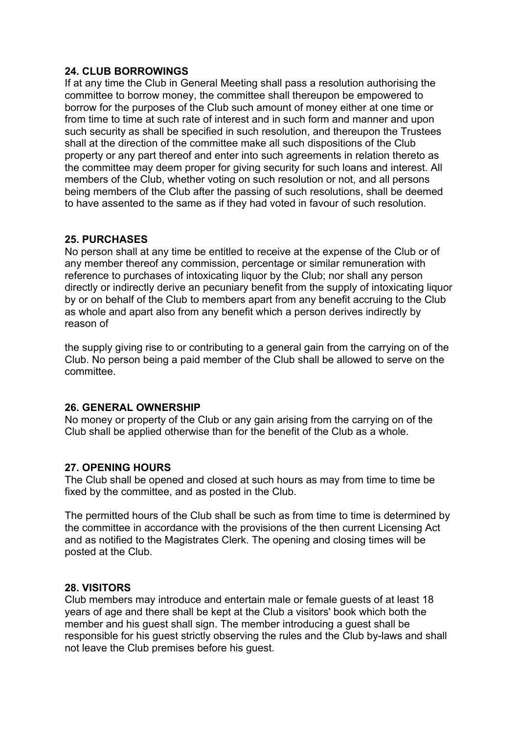**24. CLUB BORROWINGS**
If at any time the Club in General Meeting shall pass a resolution authorising the committee to borrow money, the committee shall thereupon be empowered to borrow for the purposes of the Club such amount of money either at one time or from time to time at such rate of interest and in such form and manner and upon such security as shall be specified in such resolution, and thereupon the Trustees shall at the direction of the committee make all such dispositions of the Club property or any part thereof and enter into such agreements in relation thereto as the committee may deem proper for giving security for such loans and interest. All members of the Club, whether voting on such resolution or not, and all persons being members of the Club after the passing of such resolutions, shall be deemed to have assented to the same as if they had voted in favour of such resolution.

**25. PURCHASES**
No person shall at any time be entitled to receive at the expense of the Club or of any member thereof any commission, percentage or similar remuneration with reference to purchases of intoxicating liquor by the Club; nor shall any person directly or indirectly derive an pecuniary benefit from the supply of intoxicating liquor by or on behalf of the Club to members apart from any benefit accruing to the Club as whole and apart also from any benefit which a person derives indirectly by reason of

the supply giving rise to or contributing to a general gain from the carrying on of the Club. No person being a paid member of the Club shall be allowed to serve on the committee.

**26. GENERAL OWNERSHIP**
No money or property of the Club or any gain arising from the carrying on of the Club shall be applied otherwise than for the benefit of the Club as a whole.

**27. OPENING HOURS**
The Club shall be opened and closed at such hours as may from time to time be fixed by the committee, and as posted in the Club.

The permitted hours of the Club shall be such as from time to time is determined by the committee in accordance with the provisions of the then current Licensing Act and as notified to the Magistrates Clerk. The opening and closing times will be posted at the Club.

**28. VISITORS**
Club members may introduce and entertain male or female guests of at least 18 years of age and there shall be kept at the Club a visitors' book which both the member and his guest shall sign. The member introducing a guest shall be responsible for his guest strictly observing the rules and the Club by-laws and shall not leave the Club premises before his guest.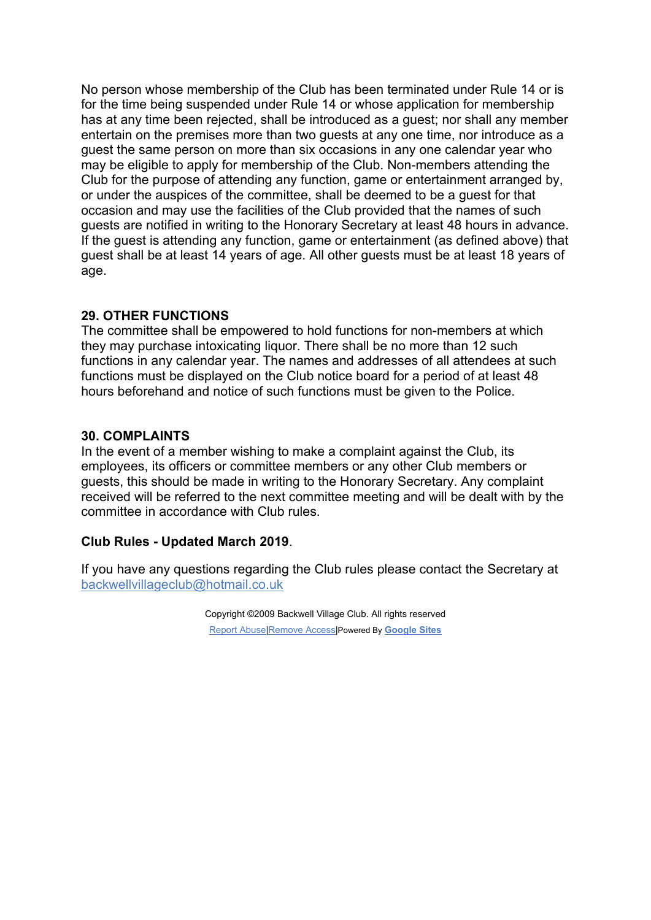No person whose membership of the Club has been terminated under Rule 14 or is for the time being suspended under Rule 14 or whose application for membership has at any time been rejected, shall be introduced as a guest; nor shall any member entertain on the premises more than two guests at any one time, nor introduce as a guest the same person on more than six occasions in any one calendar year who may be eligible to apply for membership of the Club. Non-members attending the Club for the purpose of attending any function, game or entertainment arranged by, or under the auspices of the committee, shall be deemed to be a guest for that occasion and may use the facilities of the Club provided that the names of such guests are notified in writing to the Honorary Secretary at least 48 hours in advance. If the guest is attending any function, game or entertainment (as defined above) that guest shall be at least 14 years of age. All other guests must be at least 18 years of age.

### 29. OTHER FUNCTIONS

The committee shall be empowered to hold functions for non-members at which they may purchase intoxicating liquor. There shall be no more than 12 such functions in any calendar year. The names and addresses of all attendees at such functions must be displayed on the Club notice board for a period of at least 48 hours beforehand and notice of such functions must be given to the Police.

### 30. COMPLAINTS

In the event of a member wishing to make a complaint against the Club, its employees, its officers or committee members or any other Club members or guests, this should be made in writing to the Honorary Secretary. Any complaint received will be referred to the next committee meeting and will be dealt with by the committee in accordance with Club rules.

**Club Rules - Updated March 2019**.

If you have any questions regarding the Club rules please contact the Secretary at backwellvillageclub@hotmail.co.uk

Copyright ©2009 Backwell Village Club. All rights reserved

Report Abuse|Remove Access|Powered By **Google Sites**